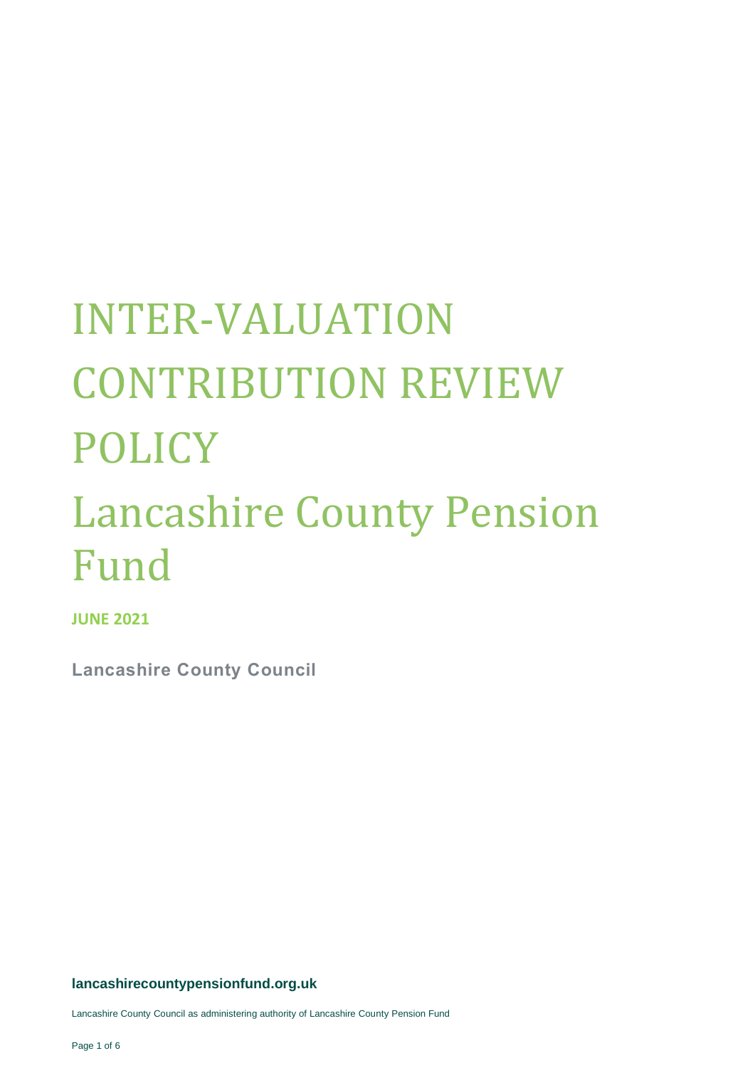# INTER-VALUATION CONTRIBUTION REVIEW POLICY

# Lancashire County Pension Fund

**JUNE 2021**

**Lancashire County Council**

**lancashirecountypensionfund.org.uk**

Lancashire County Council as administering authority of Lancashire County Pension Fund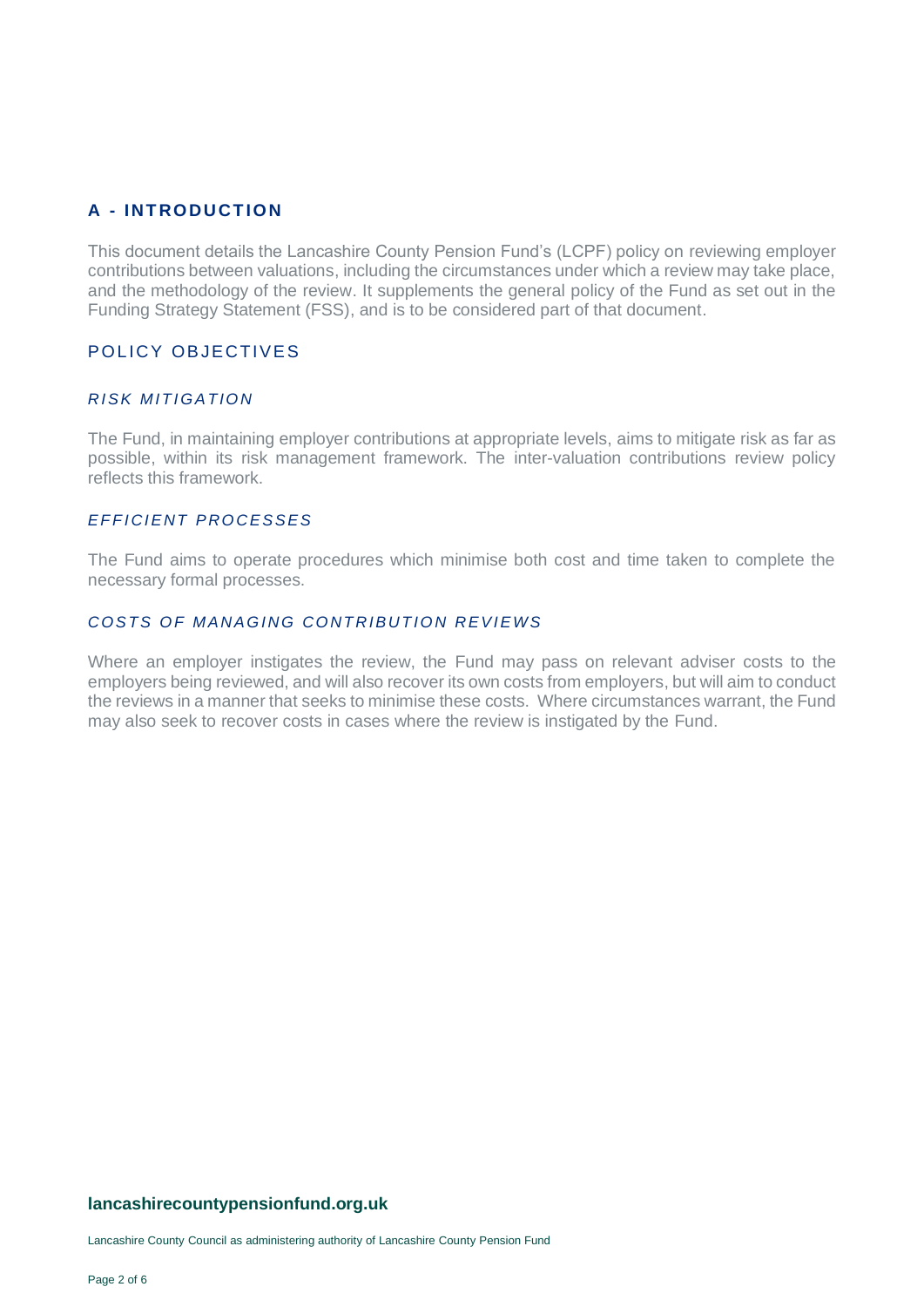## A - INTRODUCTION

This document details the Lancashire County Pension Fund's (LCPF) policy on reviewing employer contributions between valuations, including the circumstances under which a review may take place, and the methodology of the review. It supplements the general policy of the Fund as set out in the Funding Strategy Statement (FSS), and is to be considered part of that document.

### POLICY OBJECTIVES

#### *RISK MITIGATION*

The Fund, in maintaining employer contributions at appropriate levels, aims to mitigate risk as far as possible, within its risk management framework. The inter-valuation contributions review policy reflects this framework.

#### *EFFICIENT PROCESSES*

The Fund aims to operate procedures which minimise both cost and time taken to complete the necessary formal processes.

#### *COSTS OF MANAGING CONTRIBUTION REVIEWS*

Where an employer instigates the review, the Fund may pass on relevant adviser costs to the employers being reviewed, and will also recover its own costs from employers, but will aim to conduct the reviews in a manner that seeks to minimise these costs. Where circumstances warrant, the Fund may also seek to recover costs in cases where the review is instigated by the Fund.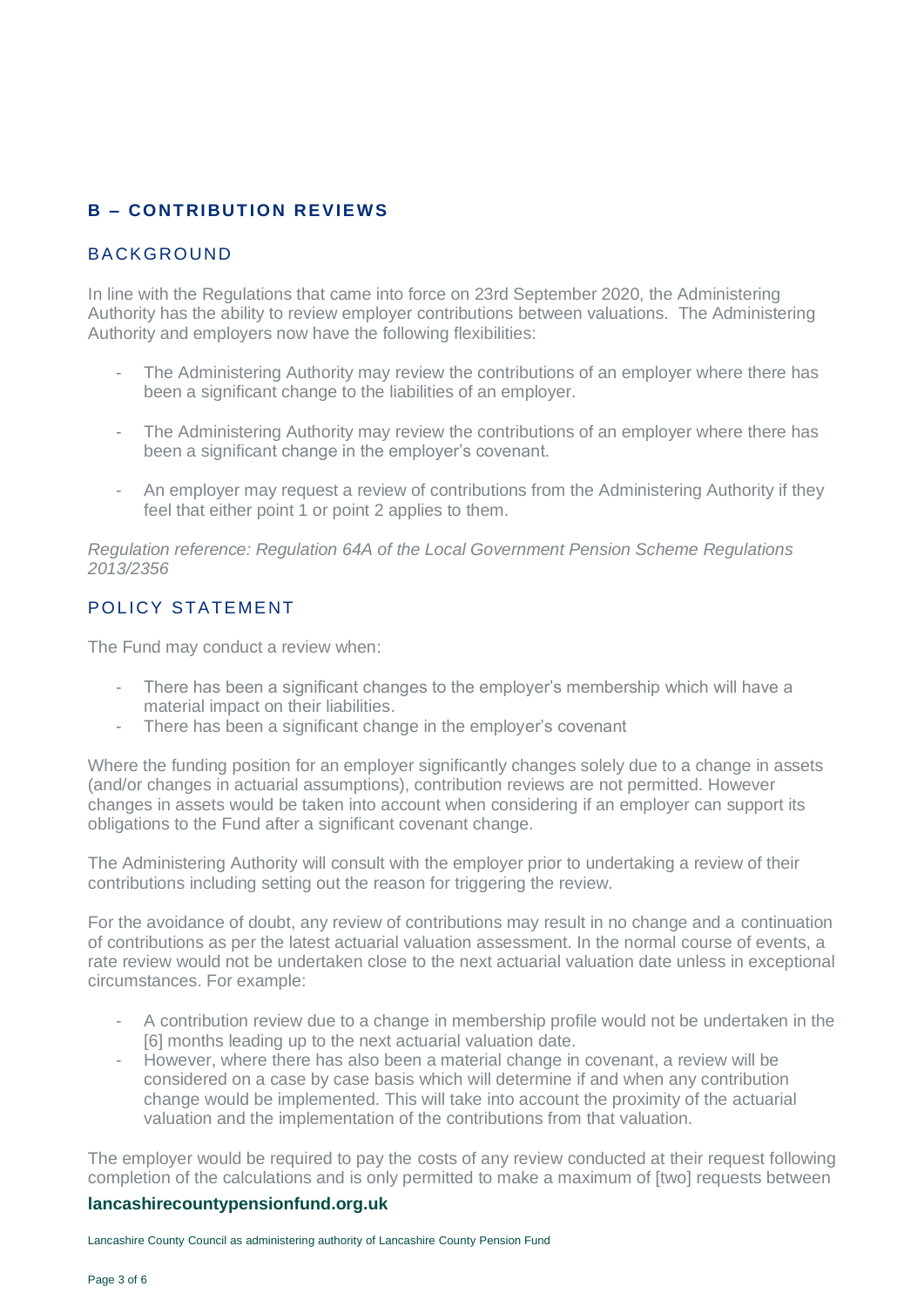## B – CONTRIBUTION REVIEWS

### BACKGROUND

In line with the Regulations that came into force on 23rd September 2020, the Administering Authority has the ability to review employer contributions between valuations. The Administering Authority and employers now have the following flexibilities:

- The Administering Authority may review the contributions of an employer where there has been a significant change to the liabilities of an employer.
- The Administering Authority may review the contributions of an employer where there has been a significant change in the employer's covenant.
- An employer may request a review of contributions from the Administering Authority if they feel that either point 1 or point 2 applies to them.

*Regulation reference: Regulation 64A of the Local Government Pension Scheme Regulations 2013/2356*

### POLICY STATEMENT

The Fund may conduct a review when:

- There has been a significant changes to the employer's membership which will have a material impact on their liabilities.
- There has been a significant change in the employer's covenant

Where the funding position for an employer significantly changes solely due to a change in assets (and/or changes in actuarial assumptions), contribution reviews are not permitted. However changes in assets would be taken into account when considering if an employer can support its obligations to the Fund after a significant covenant change.

The Administering Authority will consult with the employer prior to undertaking a review of their contributions including setting out the reason for triggering the review.

For the avoidance of doubt, any review of contributions may result in no change and a continuation of contributions as per the latest actuarial valuation assessment. In the normal course of events, a rate review would not be undertaken close to the next actuarial valuation date unless in exceptional circumstances. For example:

- A contribution review due to a change in membership profile would not be undertaken in the [6] months leading up to the next actuarial valuation date.
- However, where there has also been a material change in covenant, a review will be considered on a case by case basis which will determine if and when any contribution change would be implemented. This will take into account the proximity of the actuarial valuation and the implementation of the contributions from that valuation.

The employer would be required to pay the costs of any review conducted at their request following completion of the calculations and is only permitted to make a maximum of [two] requests between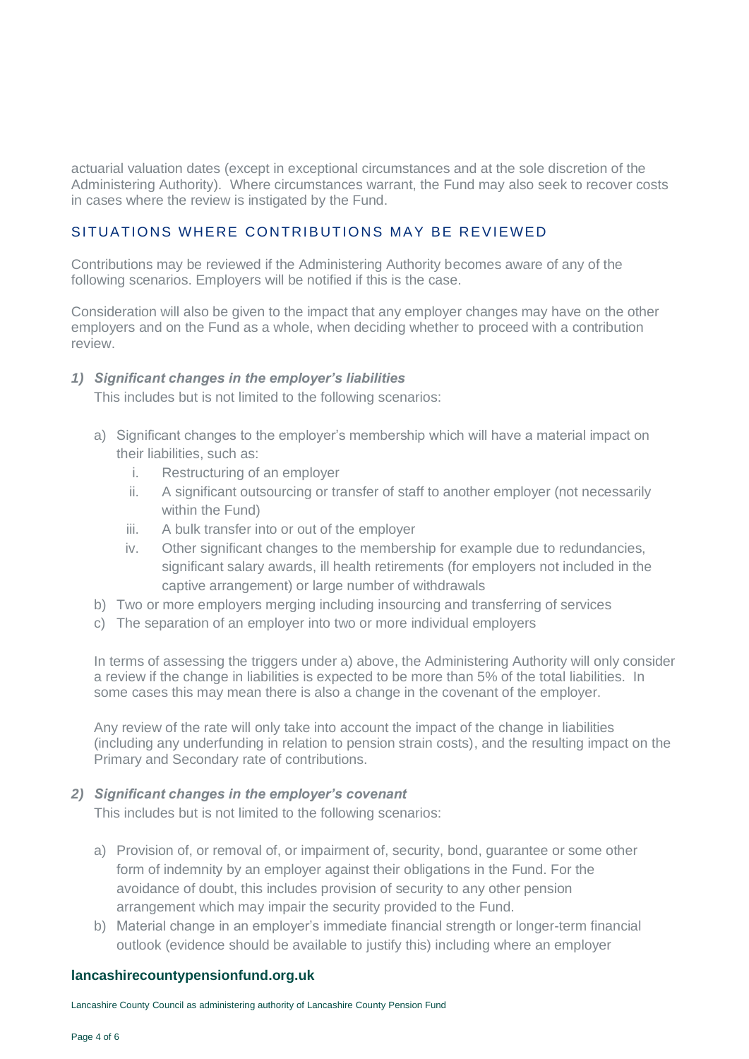actuarial valuation dates (except in exceptional circumstances and at the sole discretion of the Administering Authority). Where circumstances warrant, the Fund may also seek to recover costs in cases where the review is instigated by the Fund.

## SITUATIONS WHERE CONTRIBUTIONS MAY BE REVIEWED

Contributions may be reviewed if the Administering Authority becomes aware of any of the following scenarios. Employers will be notified if this is the case.

Consideration will also be given to the impact that any employer changes may have on the other employers and on the Fund as a whole, when deciding whether to proceed with a contribution review.

### 1) *Significant changes in the employer's liabilities*

This includes but is not limited to the following scenarios:

a) Significant changes to the employer's membership which will have a material impact on their liabilities, such as:
   i. Restructuring of an employer
   ii. A significant outsourcing or transfer of staff to another employer (not necessarily within the Fund)
   iii. A bulk transfer into or out of the employer
   iv. Other significant changes to the membership for example due to redundancies, significant salary awards, ill health retirements (for employers not included in the captive arrangement) or large number of withdrawals

b) Two or more employers merging including insourcing and transferring of services

c) The separation of an employer into two or more individual employers

In terms of assessing the triggers under a) above, the Administering Authority will only consider a review if the change in liabilities is expected to be more than 5% of the total liabilities. In some cases this may mean there is also a change in the covenant of the employer.

Any review of the rate will only take into account the impact of the change in liabilities (including any underfunding in relation to pension strain costs), and the resulting impact on the Primary and Secondary rate of contributions.

### 2) *Significant changes in the employer's covenant*

This includes but is not limited to the following scenarios:

a) Provision of, or removal of, or impairment of, security, bond, guarantee or some other form of indemnity by an employer against their obligations in the Fund. For the avoidance of doubt, this includes provision of security to any other pension arrangement which may impair the security provided to the Fund.

b) Material change in an employer's immediate financial strength or longer-term financial outlook (evidence should be available to justify this) including where an employer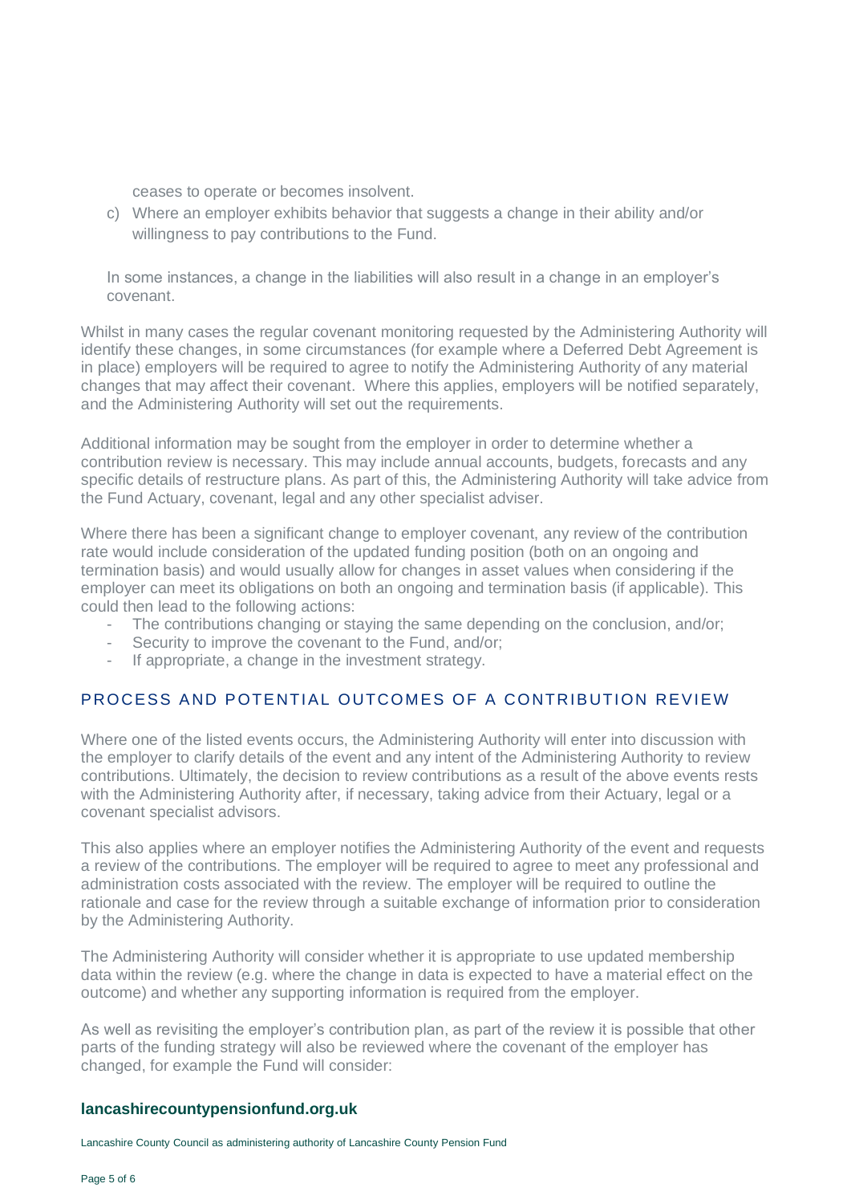ceases to operate or becomes insolvent.

c) Where an employer exhibits behavior that suggests a change in their ability and/or willingness to pay contributions to the Fund.

In some instances, a change in the liabilities will also result in a change in an employer's covenant.

Whilst in many cases the regular covenant monitoring requested by the Administering Authority will identify these changes, in some circumstances (for example where a Deferred Debt Agreement is in place) employers will be required to agree to notify the Administering Authority of any material changes that may affect their covenant. Where this applies, employers will be notified separately, and the Administering Authority will set out the requirements.

Additional information may be sought from the employer in order to determine whether a contribution review is necessary. This may include annual accounts, budgets, forecasts and any specific details of restructure plans. As part of this, the Administering Authority will take advice from the Fund Actuary, covenant, legal and any other specialist adviser.

Where there has been a significant change to employer covenant, any review of the contribution rate would include consideration of the updated funding position (both on an ongoing and termination basis) and would usually allow for changes in asset values when considering if the employer can meet its obligations on both an ongoing and termination basis (if applicable). This could then lead to the following actions:

- The contributions changing or staying the same depending on the conclusion, and/or;
- Security to improve the covenant to the Fund, and/or;
- If appropriate, a change in the investment strategy.

## PROCESS AND POTENTIAL OUTCOMES OF A CONTRIBUTION REVIEW

Where one of the listed events occurs, the Administering Authority will enter into discussion with the employer to clarify details of the event and any intent of the Administering Authority to review contributions. Ultimately, the decision to review contributions as a result of the above events rests with the Administering Authority after, if necessary, taking advice from their Actuary, legal or a covenant specialist advisors.

This also applies where an employer notifies the Administering Authority of the event and requests a review of the contributions. The employer will be required to agree to meet any professional and administration costs associated with the review. The employer will be required to outline the rationale and case for the review through a suitable exchange of information prior to consideration by the Administering Authority.

The Administering Authority will consider whether it is appropriate to use updated membership data within the review (e.g. where the change in data is expected to have a material effect on the outcome) and whether any supporting information is required from the employer.

As well as revisiting the employer's contribution plan, as part of the review it is possible that other parts of the funding strategy will also be reviewed where the covenant of the employer has changed, for example the Fund will consider: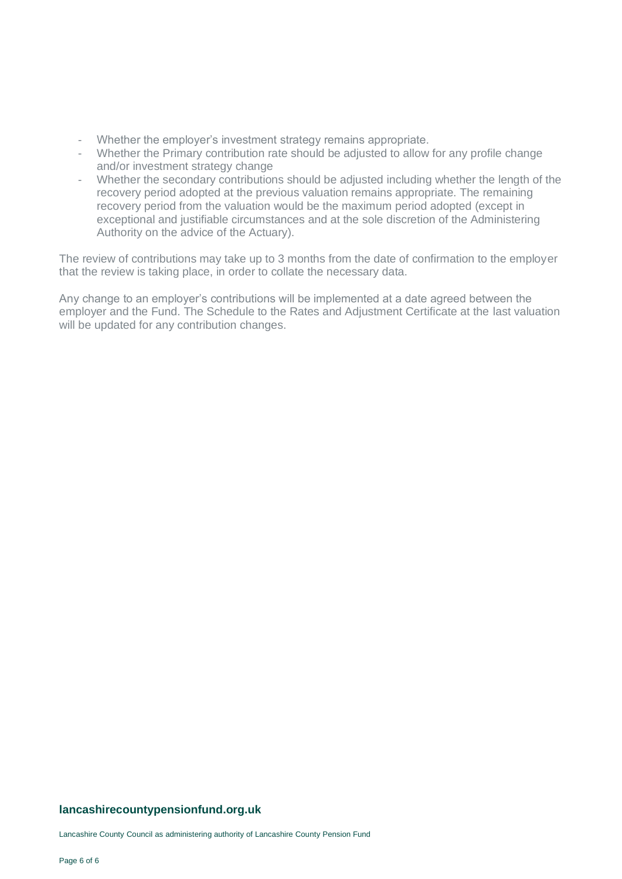- Whether the employer's investment strategy remains appropriate.
- Whether the Primary contribution rate should be adjusted to allow for any profile change and/or investment strategy change
- Whether the secondary contributions should be adjusted including whether the length of the recovery period adopted at the previous valuation remains appropriate. The remaining recovery period from the valuation would be the maximum period adopted (except in exceptional and justifiable circumstances and at the sole discretion of the Administering Authority on the advice of the Actuary).

The review of contributions may take up to 3 months from the date of confirmation to the employer that the review is taking place, in order to collate the necessary data.

Any change to an employer's contributions will be implemented at a date agreed between the employer and the Fund. The Schedule to the Rates and Adjustment Certificate at the last valuation will be updated for any contribution changes.